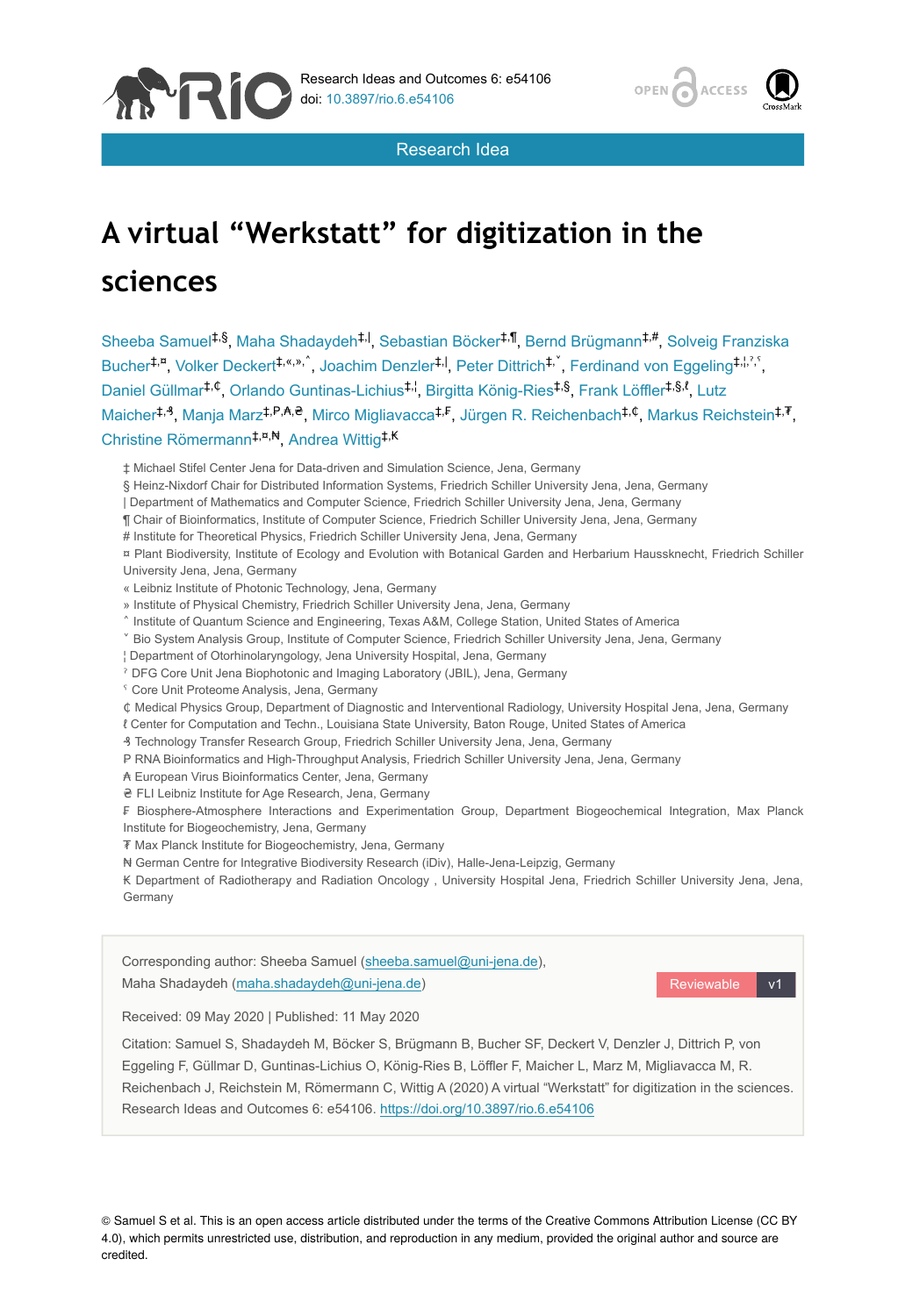Research Ideas and Outcomes 6: e54106
doi: 10.3897/rio.6.e54106

Research Idea

# A virtual "Werkstatt" for digitization in the sciences

Sheeba Samuel[‡,§], Maha Shadaydeh[‡,|], Sebastian Böcker[‡,¶], Bernd Brügmann[‡,#], Solveig Franziska Bucher[‡,¤], Volker Deckert[‡,«,»,˄], Joachim Denzler[‡,|], Peter Dittrich[‡,˅], Ferdinand von Eggeling[‡,¦,ˀ,ˁ], Daniel Güllmar[‡,₵], Orlando Guntinas-Lichius[‡,¦], Birgitta König-Ries[‡,§], Frank Löffler[‡,§,ℓ], Lutz Maicher[‡,₰], Manja Marz[‡,P,₳,₴], Mirco Migliavacca[‡,₣], Jürgen R. Reichenbach[‡,₵], Markus Reichstein[‡,₮], Christine Römermann[‡,¤,₦], Andrea Wittig[‡,₭]

‡ Michael Stifel Center Jena for Data-driven and Simulation Science, Jena, Germany
§ Heinz-Nixdorf Chair for Distributed Information Systems, Friedrich Schiller University Jena, Jena, Germany
| Department of Mathematics and Computer Science, Friedrich Schiller University Jena, Jena, Germany
¶ Chair of Bioinformatics, Institute of Computer Science, Friedrich Schiller University Jena, Jena, Germany
# Institute for Theoretical Physics, Friedrich Schiller University Jena, Jena, Germany
¤ Plant Biodiversity, Institute of Ecology and Evolution with Botanical Garden and Herbarium Haussknecht, Friedrich Schiller University Jena, Jena, Germany
« Leibniz Institute of Photonic Technology, Jena, Germany
» Institute of Physical Chemistry, Friedrich Schiller University Jena, Jena, Germany
˄ Institute of Quantum Science and Engineering, Texas A&M, College Station, United States of America
˅ Bio System Analysis Group, Institute of Computer Science, Friedrich Schiller University Jena, Jena, Germany
¦ Department of Otorhinolaryngology, Jena University Hospital, Jena, Germany
ˀ DFG Core Unit Jena Biophotonic and Imaging Laboratory (JBIL), Jena, Germany
ˁ Core Unit Proteome Analysis, Jena, Germany
₵ Medical Physics Group, Department of Diagnostic and Interventional Radiology, University Hospital Jena, Jena, Germany
ℓ Center for Computation and Techn., Louisiana State University, Baton Rouge, United States of America
₰ Technology Transfer Research Group, Friedrich Schiller University Jena, Jena, Germany
P RNA Bioinformatics and High-Throughput Analysis, Friedrich Schiller University Jena, Jena, Germany
₳ European Virus Bioinformatics Center, Jena, Germany
₴ FLI Leibniz Institute for Age Research, Jena, Germany
₣ Biosphere-Atmosphere Interactions and Experimentation Group, Department Biogeochemical Integration, Max Planck Institute for Biogeochemistry, Jena, Germany
₮ Max Planck Institute for Biogeochemistry, Jena, Germany
₦ German Centre for Integrative Biodiversity Research (iDiv), Halle-Jena-Leipzig, Germany
₭ Department of Radiotherapy and Radiation Oncology , University Hospital Jena, Friedrich Schiller University Jena, Jena, Germany

Corresponding author: Sheeba Samuel (sheeba.samuel@uni-jena.de), Maha Shadaydeh (maha.shadaydeh@uni-jena.de)

Reviewable v1

Received: 09 May 2020 | Published: 11 May 2020

Citation: Samuel S, Shadaydeh M, Böcker S, Brügmann B, Bucher SF, Deckert V, Denzler J, Dittrich P, von Eggeling F, Güllmar D, Guntinas-Lichius O, König-Ries B, Löffler F, Maicher L, Marz M, Migliavacca M, R. Reichenbach J, Reichstein M, Römermann C, Wittig A (2020) A virtual "Werkstatt" for digitization in the sciences. Research Ideas and Outcomes 6: e54106. https://doi.org/10.3897/rio.6.e54106

© Samuel S et al. This is an open access article distributed under the terms of the Creative Commons Attribution License (CC BY 4.0), which permits unrestricted use, distribution, and reproduction in any medium, provided the original author and source are credited.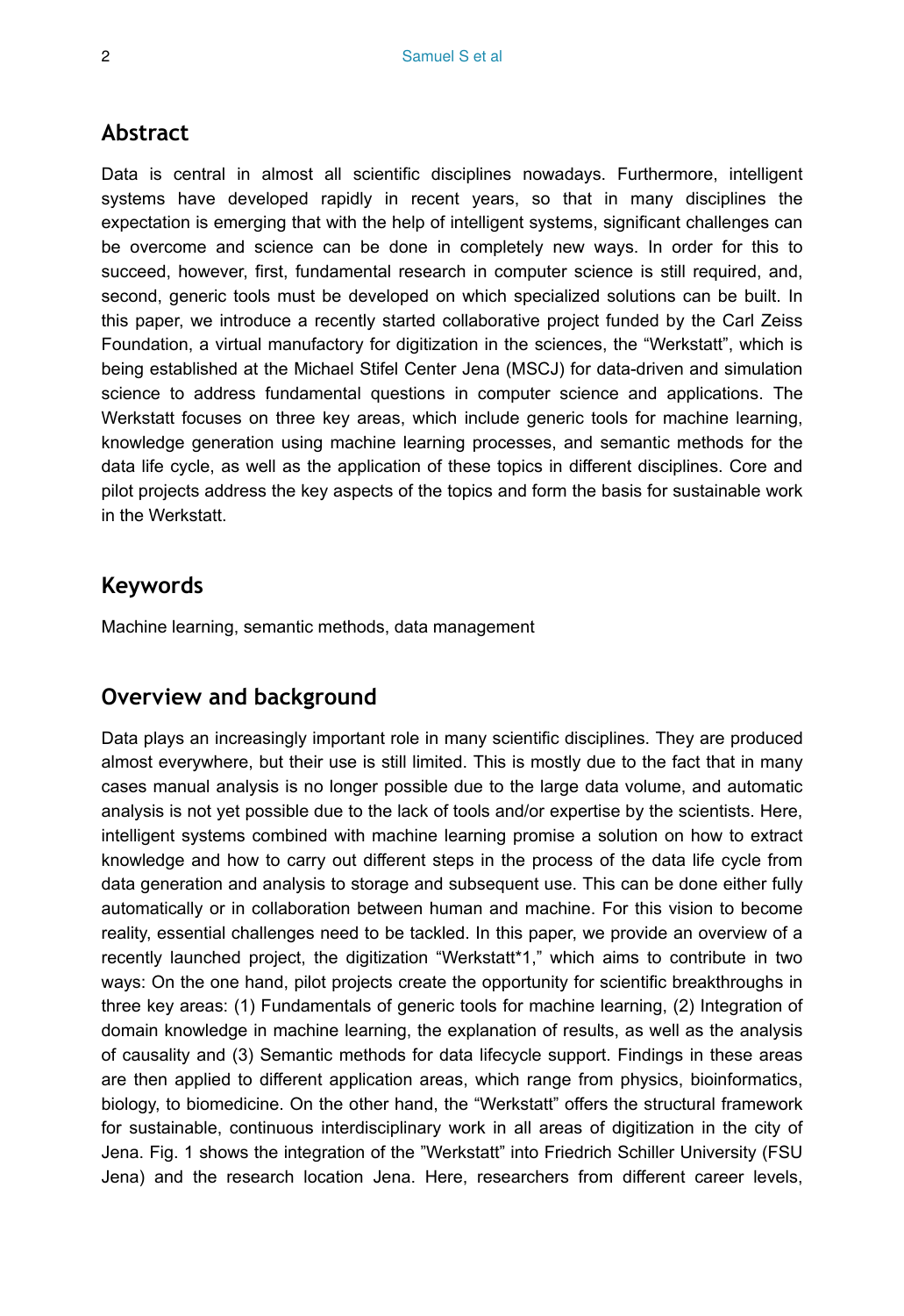## Abstract

Data is central in almost all scientific disciplines nowadays. Furthermore, intelligent systems have developed rapidly in recent years, so that in many disciplines the expectation is emerging that with the help of intelligent systems, significant challenges can be overcome and science can be done in completely new ways. In order for this to succeed, however, first, fundamental research in computer science is still required, and, second, generic tools must be developed on which specialized solutions can be built. In this paper, we introduce a recently started collaborative project funded by the Carl Zeiss Foundation, a virtual manufactory for digitization in the sciences, the "Werkstatt", which is being established at the Michael Stifel Center Jena (MSCJ) for data-driven and simulation science to address fundamental questions in computer science and applications. The Werkstatt focuses on three key areas, which include generic tools for machine learning, knowledge generation using machine learning processes, and semantic methods for the data life cycle, as well as the application of these topics in different disciplines. Core and pilot projects address the key aspects of the topics and form the basis for sustainable work in the Werkstatt.

## Keywords

Machine learning, semantic methods, data management

## Overview and background

Data plays an increasingly important role in many scientific disciplines. They are produced almost everywhere, but their use is still limited. This is mostly due to the fact that in many cases manual analysis is no longer possible due to the large data volume, and automatic analysis is not yet possible due to the lack of tools and/or expertise by the scientists. Here, intelligent systems combined with machine learning promise a solution on how to extract knowledge and how to carry out different steps in the process of the data life cycle from data generation and analysis to storage and subsequent use. This can be done either fully automatically or in collaboration between human and machine. For this vision to become reality, essential challenges need to be tackled. In this paper, we provide an overview of a recently launched project, the digitization "Werkstatt*1," which aims to contribute in two ways: On the one hand, pilot projects create the opportunity for scientific breakthroughs in three key areas: (1) Fundamentals of generic tools for machine learning, (2) Integration of domain knowledge in machine learning, the explanation of results, as well as the analysis of causality and (3) Semantic methods for data lifecycle support. Findings in these areas are then applied to different application areas, which range from physics, bioinformatics, biology, to biomedicine. On the other hand, the "Werkstatt" offers the structural framework for sustainable, continuous interdisciplinary work in all areas of digitization in the city of Jena. Fig. 1 shows the integration of the "Werkstatt" into Friedrich Schiller University (FSU Jena) and the research location Jena. Here, researchers from different career levels,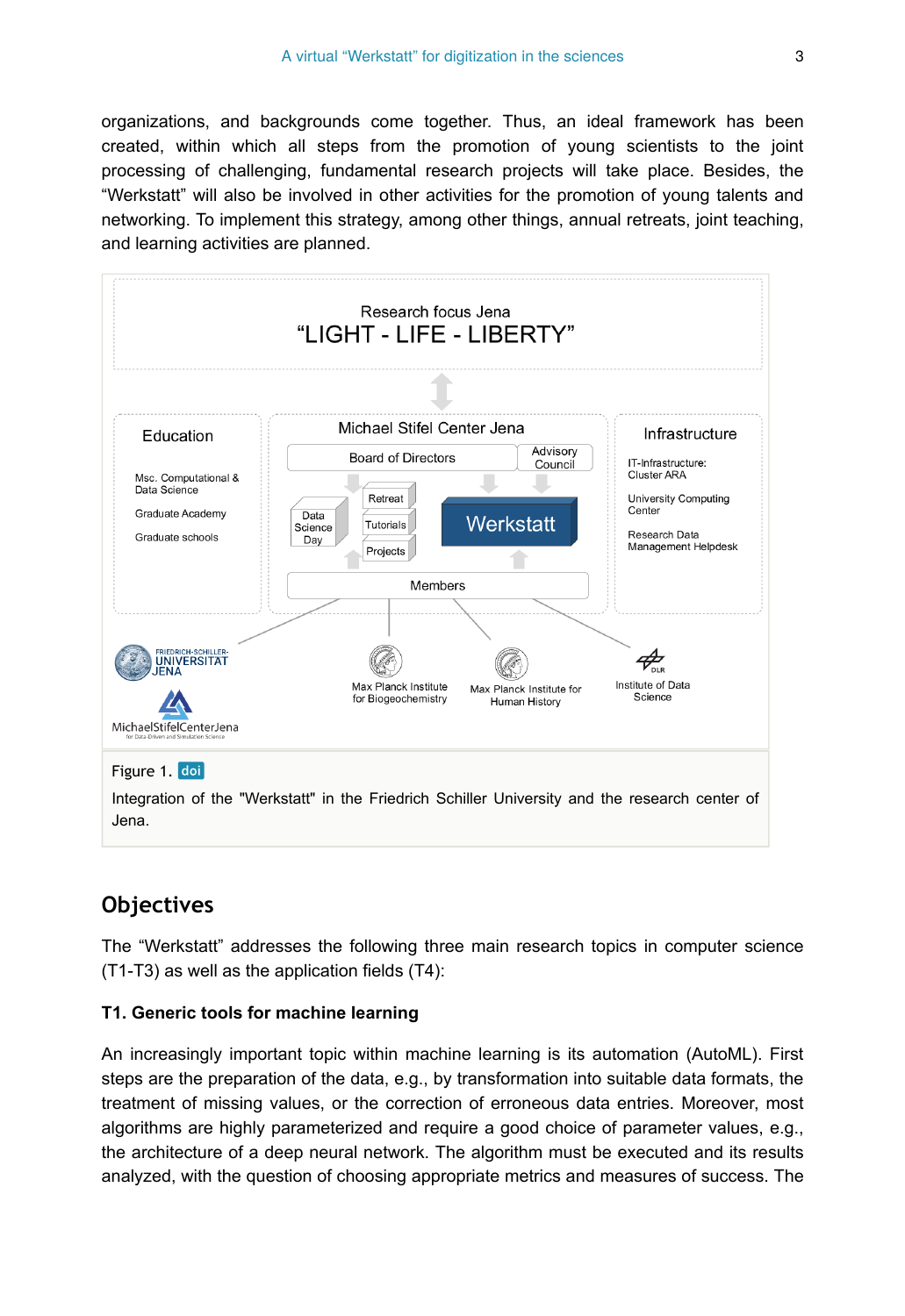organizations, and backgrounds come together. Thus, an ideal framework has been created, within which all steps from the promotion of young scientists to the joint processing of challenging, fundamental research projects will take place. Besides, the "Werkstatt" will also be involved in other activities for the promotion of young talents and networking. To implement this strategy, among other things, annual retreats, joint teaching, and learning activities are planned.

Figure 1. doi

Integration of the "Werkstatt" in the Friedrich Schiller University and the research center of Jena.

## Objectives

The "Werkstatt" addresses the following three main research topics in computer science (T1-T3) as well as the application fields (T4):

### T1. Generic tools for machine learning

An increasingly important topic within machine learning is its automation (AutoML). First steps are the preparation of the data, e.g., by transformation into suitable data formats, the treatment of missing values, or the correction of erroneous data entries. Moreover, most algorithms are highly parameterized and require a good choice of parameter values, e.g., the architecture of a deep neural network. The algorithm must be executed and its results analyzed, with the question of choosing appropriate metrics and measures of success. The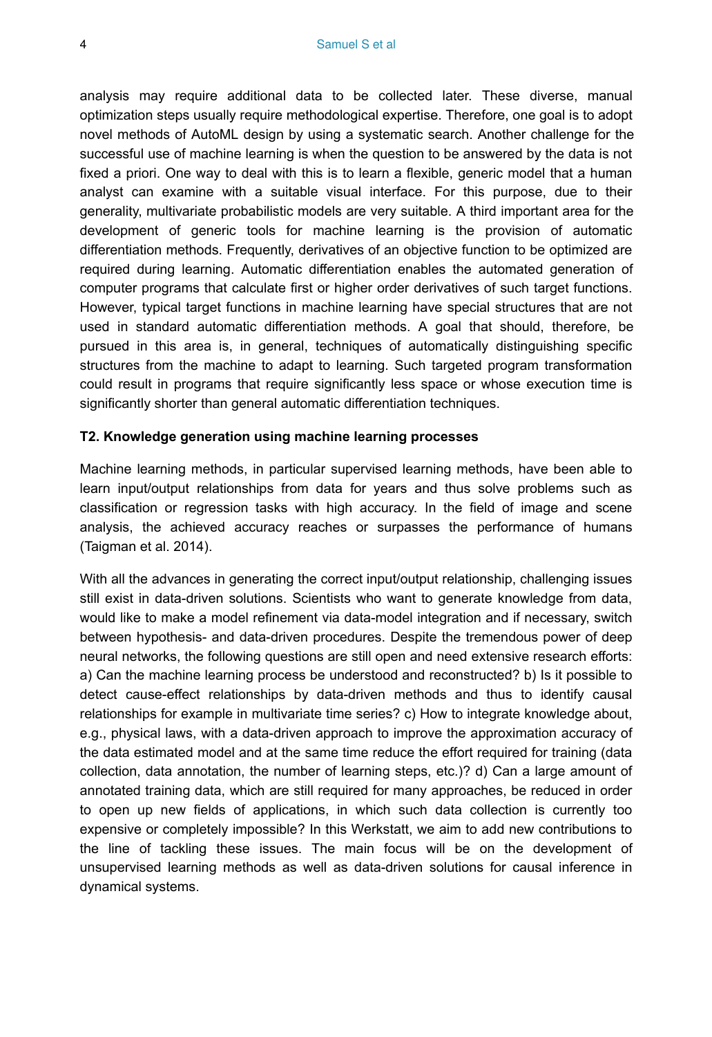analysis may require additional data to be collected later. These diverse, manual optimization steps usually require methodological expertise. Therefore, one goal is to adopt novel methods of AutoML design by using a systematic search. Another challenge for the successful use of machine learning is when the question to be answered by the data is not fixed a priori. One way to deal with this is to learn a flexible, generic model that a human analyst can examine with a suitable visual interface. For this purpose, due to their generality, multivariate probabilistic models are very suitable. A third important area for the development of generic tools for machine learning is the provision of automatic differentiation methods. Frequently, derivatives of an objective function to be optimized are required during learning. Automatic differentiation enables the automated generation of computer programs that calculate first or higher order derivatives of such target functions. However, typical target functions in machine learning have special structures that are not used in standard automatic differentiation methods. A goal that should, therefore, be pursued in this area is, in general, techniques of automatically distinguishing specific structures from the machine to adapt to learning. Such targeted program transformation could result in programs that require significantly less space or whose execution time is significantly shorter than general automatic differentiation techniques.

**T2. Knowledge generation using machine learning processes**

Machine learning methods, in particular supervised learning methods, have been able to learn input/output relationships from data for years and thus solve problems such as classification or regression tasks with high accuracy. In the field of image and scene analysis, the achieved accuracy reaches or surpasses the performance of humans (Taigman et al. 2014).

With all the advances in generating the correct input/output relationship, challenging issues still exist in data-driven solutions. Scientists who want to generate knowledge from data, would like to make a model refinement via data-model integration and if necessary, switch between hypothesis- and data-driven procedures. Despite the tremendous power of deep neural networks, the following questions are still open and need extensive research efforts: a) Can the machine learning process be understood and reconstructed? b) Is it possible to detect cause-effect relationships by data-driven methods and thus to identify causal relationships for example in multivariate time series? c) How to integrate knowledge about, e.g., physical laws, with a data-driven approach to improve the approximation accuracy of the data estimated model and at the same time reduce the effort required for training (data collection, data annotation, the number of learning steps, etc.)? d) Can a large amount of annotated training data, which are still required for many approaches, be reduced in order to open up new fields of applications, in which such data collection is currently too expensive or completely impossible? In this Werkstatt, we aim to add new contributions to the line of tackling these issues. The main focus will be on the development of unsupervised learning methods as well as data-driven solutions for causal inference in dynamical systems.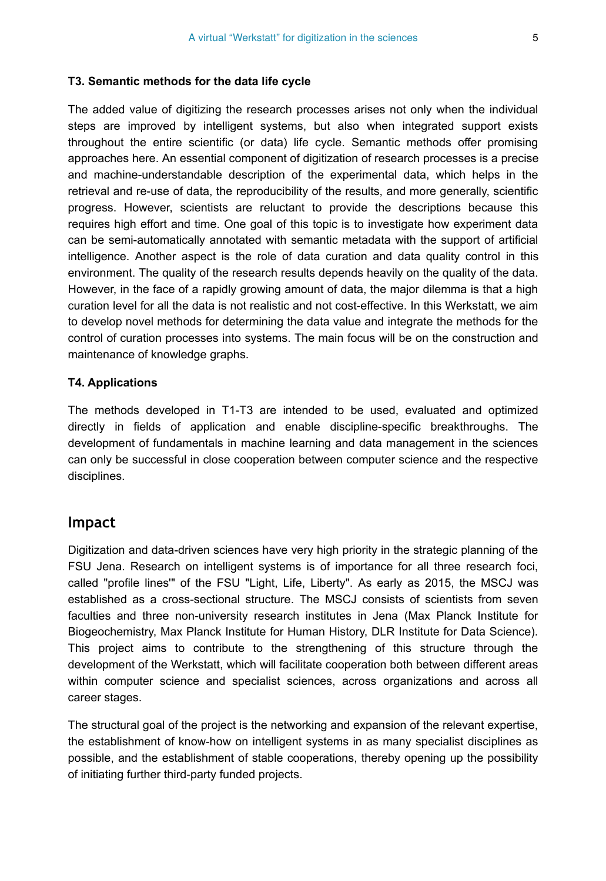#### T3. Semantic methods for the data life cycle

The added value of digitizing the research processes arises not only when the individual steps are improved by intelligent systems, but also when integrated support exists throughout the entire scientific (or data) life cycle. Semantic methods offer promising approaches here. An essential component of digitization of research processes is a precise and machine-understandable description of the experimental data, which helps in the retrieval and re-use of data, the reproducibility of the results, and more generally, scientific progress. However, scientists are reluctant to provide the descriptions because this requires high effort and time. One goal of this topic is to investigate how experiment data can be semi-automatically annotated with semantic metadata with the support of artificial intelligence. Another aspect is the role of data curation and data quality control in this environment. The quality of the research results depends heavily on the quality of the data. However, in the face of a rapidly growing amount of data, the major dilemma is that a high curation level for all the data is not realistic and not cost-effective. In this Werkstatt, we aim to develop novel methods for determining the data value and integrate the methods for the control of curation processes into systems. The main focus will be on the construction and maintenance of knowledge graphs.

#### T4. Applications

The methods developed in T1-T3 are intended to be used, evaluated and optimized directly in fields of application and enable discipline-specific breakthroughs. The development of fundamentals in machine learning and data management in the sciences can only be successful in close cooperation between computer science and the respective disciplines.

## Impact

Digitization and data-driven sciences have very high priority in the strategic planning of the FSU Jena. Research on intelligent systems is of importance for all three research foci, called "profile lines'" of the FSU "Light, Life, Liberty". As early as 2015, the MSCJ was established as a cross-sectional structure. The MSCJ consists of scientists from seven faculties and three non-university research institutes in Jena (Max Planck Institute for Biogeochemistry, Max Planck Institute for Human History, DLR Institute for Data Science). This project aims to contribute to the strengthening of this structure through the development of the Werkstatt, which will facilitate cooperation both between different areas within computer science and specialist sciences, across organizations and across all career stages.

The structural goal of the project is the networking and expansion of the relevant expertise, the establishment of know-how on intelligent systems in as many specialist disciplines as possible, and the establishment of stable cooperations, thereby opening up the possibility of initiating further third-party funded projects.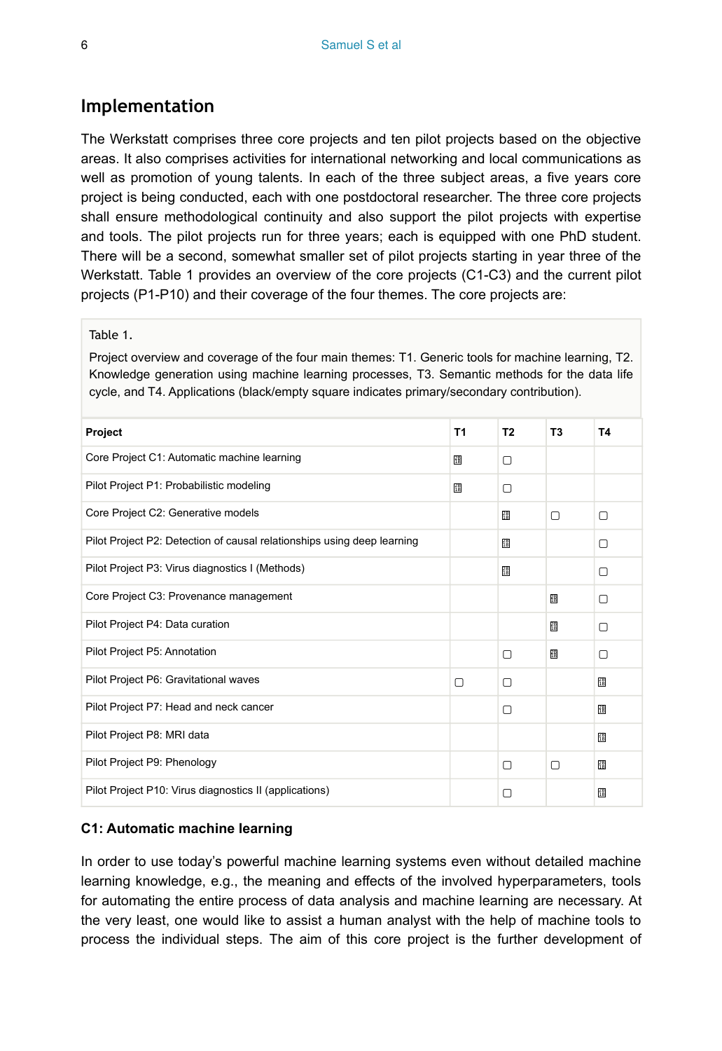## Implementation

The Werkstatt comprises three core projects and ten pilot projects based on the objective areas. It also comprises activities for international networking and local communications as well as promotion of young talents. In each of the three subject areas, a five years core project is being conducted, each with one postdoctoral researcher. The three core projects shall ensure methodological continuity and also support the pilot projects with expertise and tools. The pilot projects run for three years; each is equipped with one PhD student. There will be a second, somewhat smaller set of pilot projects starting in year three of the Werkstatt. Table 1 provides an overview of the core projects (C1-C3) and the current pilot projects (P1-P10) and their coverage of the four themes. The core projects are:

Table 1.

Project overview and coverage of the four main themes: T1. Generic tools for machine learning, T2. Knowledge generation using machine learning processes, T3. Semantic methods for the data life cycle, and T4. Applications (black/empty square indicates primary/secondary contribution).

| Project | T1 | T2 | T3 | T4 |
|---|---|---|---|---|
| Core Project C1: Automatic machine learning | ■ | □ | | |
| Pilot Project P1: Probabilistic modeling | ■ | □ | | |
| Core Project C2: Generative models | | ■ | □ | □ |
| Pilot Project P2: Detection of causal relationships using deep learning | | ■ | | □ |
| Pilot Project P3: Virus diagnostics I (Methods) | | ■ | | □ |
| Core Project C3: Provenance management | | | ■ | □ |
| Pilot Project P4: Data curation | | | ■ | □ |
| Pilot Project P5: Annotation | | □ | ■ | □ |
| Pilot Project P6: Gravitational waves | □ | □ | | ■ |
| Pilot Project P7: Head and neck cancer | | □ | | ■ |
| Pilot Project P8: MRI data | | | | ■ |
| Pilot Project P9: Phenology | | □ | □ | ■ |
| Pilot Project P10: Virus diagnostics II (applications) | | □ | | ■ |

### C1: Automatic machine learning

In order to use today's powerful machine learning systems even without detailed machine learning knowledge, e.g., the meaning and effects of the involved hyperparameters, tools for automating the entire process of data analysis and machine learning are necessary. At the very least, one would like to assist a human analyst with the help of machine tools to process the individual steps. The aim of this core project is the further development of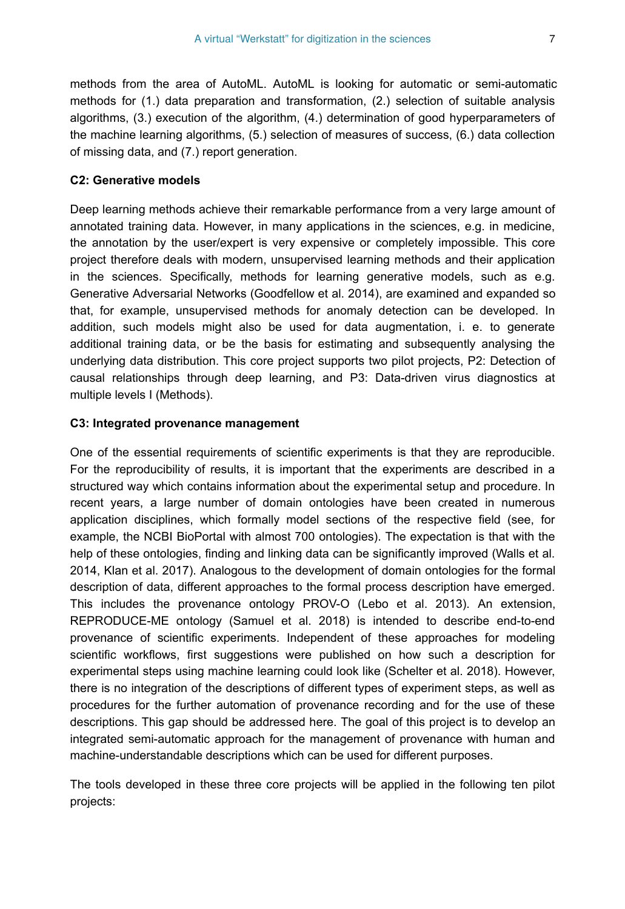methods from the area of AutoML. AutoML is looking for automatic or semi-automatic methods for (1.) data preparation and transformation, (2.) selection of suitable analysis algorithms, (3.) execution of the algorithm, (4.) determination of good hyperparameters of the machine learning algorithms, (5.) selection of measures of success, (6.) data collection of missing data, and (7.) report generation.

**C2: Generative models**

Deep learning methods achieve their remarkable performance from a very large amount of annotated training data. However, in many applications in the sciences, e.g. in medicine, the annotation by the user/expert is very expensive or completely impossible. This core project therefore deals with modern, unsupervised learning methods and their application in the sciences. Specifically, methods for learning generative models, such as e.g. Generative Adversarial Networks (Goodfellow et al. 2014), are examined and expanded so that, for example, unsupervised methods for anomaly detection can be developed. In addition, such models might also be used for data augmentation, i. e. to generate additional training data, or be the basis for estimating and subsequently analysing the underlying data distribution. This core project supports two pilot projects, P2: Detection of causal relationships through deep learning, and P3: Data-driven virus diagnostics at multiple levels I (Methods).

**C3: Integrated provenance management**

One of the essential requirements of scientific experiments is that they are reproducible. For the reproducibility of results, it is important that the experiments are described in a structured way which contains information about the experimental setup and procedure. In recent years, a large number of domain ontologies have been created in numerous application disciplines, which formally model sections of the respective field (see, for example, the NCBI BioPortal with almost 700 ontologies). The expectation is that with the help of these ontologies, finding and linking data can be significantly improved (Walls et al. 2014, Klan et al. 2017). Analogous to the development of domain ontologies for the formal description of data, different approaches to the formal process description have emerged. This includes the provenance ontology PROV-O (Lebo et al. 2013). An extension, REPRODUCE-ME ontology (Samuel et al. 2018) is intended to describe end-to-end provenance of scientific experiments. Independent of these approaches for modeling scientific workflows, first suggestions were published on how such a description for experimental steps using machine learning could look like (Schelter et al. 2018). However, there is no integration of the descriptions of different types of experiment steps, as well as procedures for the further automation of provenance recording and for the use of these descriptions. This gap should be addressed here. The goal of this project is to develop an integrated semi-automatic approach for the management of provenance with human and machine-understandable descriptions which can be used for different purposes.

The tools developed in these three core projects will be applied in the following ten pilot projects: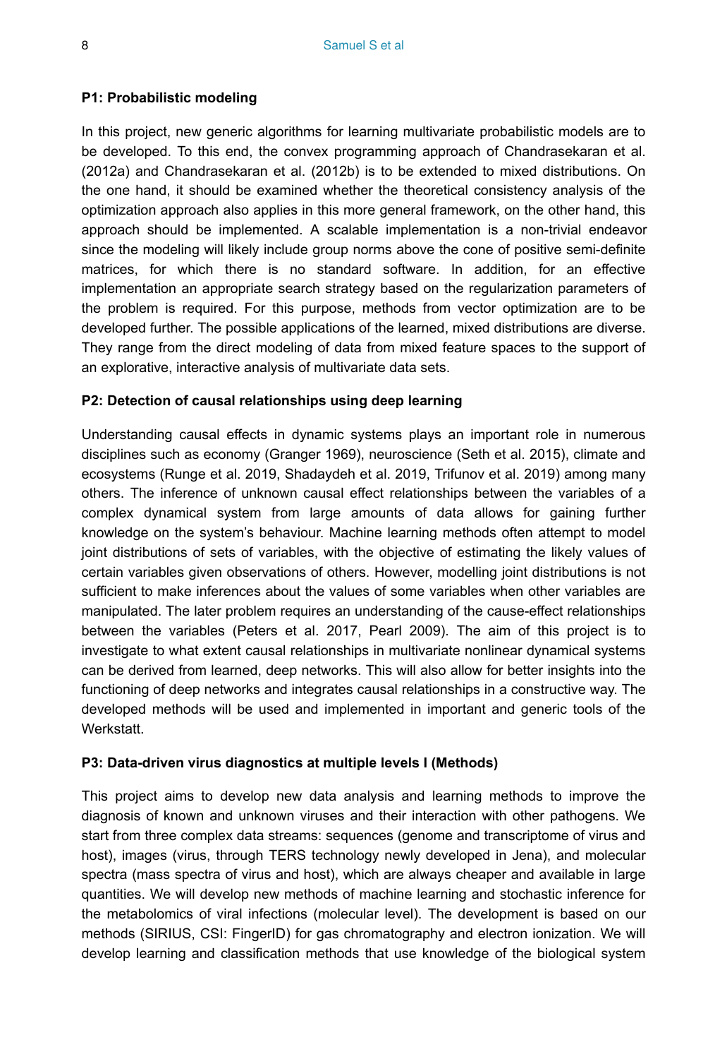#### P1: Probabilistic modeling

In this project, new generic algorithms for learning multivariate probabilistic models are to be developed. To this end, the convex programming approach of Chandrasekaran et al. (2012a) and Chandrasekaran et al. (2012b) is to be extended to mixed distributions. On the one hand, it should be examined whether the theoretical consistency analysis of the optimization approach also applies in this more general framework, on the other hand, this approach should be implemented. A scalable implementation is a non-trivial endeavor since the modeling will likely include group norms above the cone of positive semi-definite matrices, for which there is no standard software. In addition, for an effective implementation an appropriate search strategy based on the regularization parameters of the problem is required. For this purpose, methods from vector optimization are to be developed further. The possible applications of the learned, mixed distributions are diverse. They range from the direct modeling of data from mixed feature spaces to the support of an explorative, interactive analysis of multivariate data sets.

#### P2: Detection of causal relationships using deep learning

Understanding causal effects in dynamic systems plays an important role in numerous disciplines such as economy (Granger 1969), neuroscience (Seth et al. 2015), climate and ecosystems (Runge et al. 2019, Shadaydeh et al. 2019, Trifunov et al. 2019) among many others. The inference of unknown causal effect relationships between the variables of a complex dynamical system from large amounts of data allows for gaining further knowledge on the system's behaviour. Machine learning methods often attempt to model joint distributions of sets of variables, with the objective of estimating the likely values of certain variables given observations of others. However, modelling joint distributions is not sufficient to make inferences about the values of some variables when other variables are manipulated. The later problem requires an understanding of the cause-effect relationships between the variables (Peters et al. 2017, Pearl 2009). The aim of this project is to investigate to what extent causal relationships in multivariate nonlinear dynamical systems can be derived from learned, deep networks. This will also allow for better insights into the functioning of deep networks and integrates causal relationships in a constructive way. The developed methods will be used and implemented in important and generic tools of the Werkstatt.

#### P3: Data-driven virus diagnostics at multiple levels I (Methods)

This project aims to develop new data analysis and learning methods to improve the diagnosis of known and unknown viruses and their interaction with other pathogens. We start from three complex data streams: sequences (genome and transcriptome of virus and host), images (virus, through TERS technology newly developed in Jena), and molecular spectra (mass spectra of virus and host), which are always cheaper and available in large quantities. We will develop new methods of machine learning and stochastic inference for the metabolomics of viral infections (molecular level). The development is based on our methods (SIRIUS, CSI: FingerID) for gas chromatography and electron ionization. We will develop learning and classification methods that use knowledge of the biological system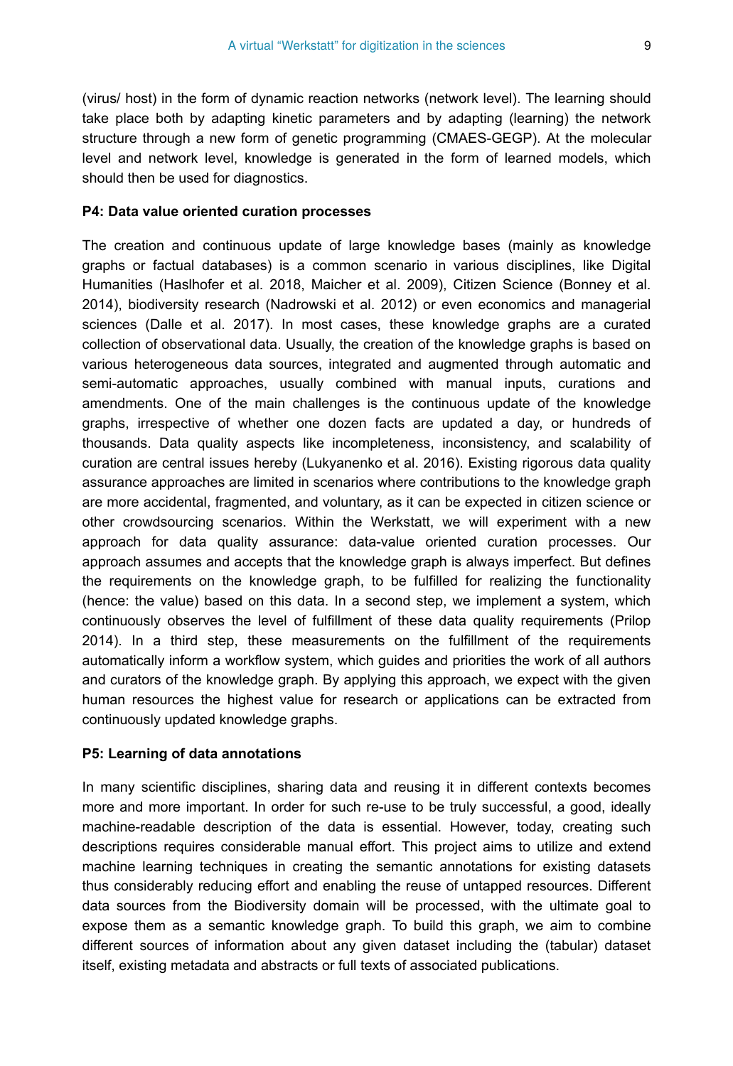(virus/ host) in the form of dynamic reaction networks (network level). The learning should take place both by adapting kinetic parameters and by adapting (learning) the network structure through a new form of genetic programming (CMAES-GEGP). At the molecular level and network level, knowledge is generated in the form of learned models, which should then be used for diagnostics.

**P4: Data value oriented curation processes**

The creation and continuous update of large knowledge bases (mainly as knowledge graphs or factual databases) is a common scenario in various disciplines, like Digital Humanities (Haslhofer et al. 2018, Maicher et al. 2009), Citizen Science (Bonney et al. 2014), biodiversity research (Nadrowski et al. 2012) or even economics and managerial sciences (Dalle et al. 2017). In most cases, these knowledge graphs are a curated collection of observational data. Usually, the creation of the knowledge graphs is based on various heterogeneous data sources, integrated and augmented through automatic and semi-automatic approaches, usually combined with manual inputs, curations and amendments. One of the main challenges is the continuous update of the knowledge graphs, irrespective of whether one dozen facts are updated a day, or hundreds of thousands. Data quality aspects like incompleteness, inconsistency, and scalability of curation are central issues hereby (Lukyanenko et al. 2016). Existing rigorous data quality assurance approaches are limited in scenarios where contributions to the knowledge graph are more accidental, fragmented, and voluntary, as it can be expected in citizen science or other crowdsourcing scenarios. Within the Werkstatt, we will experiment with a new approach for data quality assurance: data-value oriented curation processes. Our approach assumes and accepts that the knowledge graph is always imperfect. But defines the requirements on the knowledge graph, to be fulfilled for realizing the functionality (hence: the value) based on this data. In a second step, we implement a system, which continuously observes the level of fulfillment of these data quality requirements (Prilop 2014). In a third step, these measurements on the fulfillment of the requirements automatically inform a workflow system, which guides and priorities the work of all authors and curators of the knowledge graph. By applying this approach, we expect with the given human resources the highest value for research or applications can be extracted from continuously updated knowledge graphs.

**P5: Learning of data annotations**

In many scientific disciplines, sharing data and reusing it in different contexts becomes more and more important. In order for such re-use to be truly successful, a good, ideally machine-readable description of the data is essential. However, today, creating such descriptions requires considerable manual effort. This project aims to utilize and extend machine learning techniques in creating the semantic annotations for existing datasets thus considerably reducing effort and enabling the reuse of untapped resources. Different data sources from the Biodiversity domain will be processed, with the ultimate goal to expose them as a semantic knowledge graph. To build this graph, we aim to combine different sources of information about any given dataset including the (tabular) dataset itself, existing metadata and abstracts or full texts of associated publications.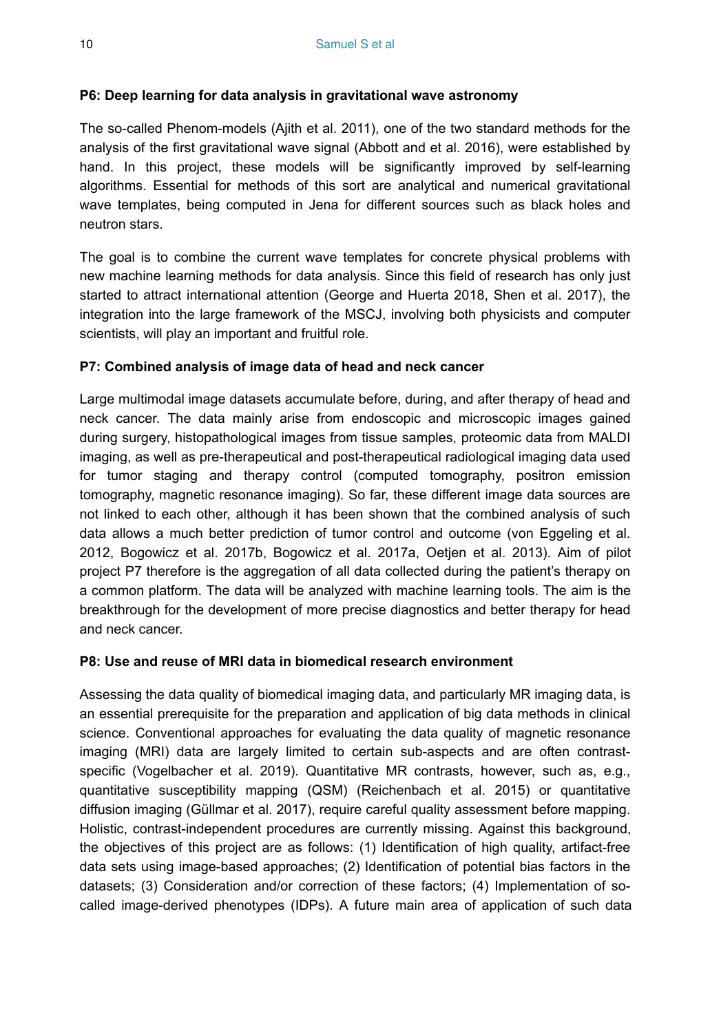### P6: Deep learning for data analysis in gravitational wave astronomy

The so-called Phenom-models (Ajith et al. 2011), one of the two standard methods for the analysis of the first gravitational wave signal (Abbott and et al. 2016), were established by hand. In this project, these models will be significantly improved by self-learning algorithms. Essential for methods of this sort are analytical and numerical gravitational wave templates, being computed in Jena for different sources such as black holes and neutron stars.

The goal is to combine the current wave templates for concrete physical problems with new machine learning methods for data analysis. Since this field of research has only just started to attract international attention (George and Huerta 2018, Shen et al. 2017), the integration into the large framework of the MSCJ, involving both physicists and computer scientists, will play an important and fruitful role.

### P7: Combined analysis of image data of head and neck cancer

Large multimodal image datasets accumulate before, during, and after therapy of head and neck cancer. The data mainly arise from endoscopic and microscopic images gained during surgery, histopathological images from tissue samples, proteomic data from MALDI imaging, as well as pre-therapeutical and post-therapeutical radiological imaging data used for tumor staging and therapy control (computed tomography, positron emission tomography, magnetic resonance imaging). So far, these different image data sources are not linked to each other, although it has been shown that the combined analysis of such data allows a much better prediction of tumor control and outcome (von Eggeling et al. 2012, Bogowicz et al. 2017b, Bogowicz et al. 2017a, Oetjen et al. 2013). Aim of pilot project P7 therefore is the aggregation of all data collected during the patient's therapy on a common platform. The data will be analyzed with machine learning tools. The aim is the breakthrough for the development of more precise diagnostics and better therapy for head and neck cancer.

### P8: Use and reuse of MRI data in biomedical research environment

Assessing the data quality of biomedical imaging data, and particularly MR imaging data, is an essential prerequisite for the preparation and application of big data methods in clinical science. Conventional approaches for evaluating the data quality of magnetic resonance imaging (MRI) data are largely limited to certain sub-aspects and are often contrast-specific (Vogelbacher et al. 2019). Quantitative MR contrasts, however, such as, e.g., quantitative susceptibility mapping (QSM) (Reichenbach et al. 2015) or quantitative diffusion imaging (Güllmar et al. 2017), require careful quality assessment before mapping. Holistic, contrast-independent procedures are currently missing. Against this background, the objectives of this project are as follows: (1) Identification of high quality, artifact-free data sets using image-based approaches; (2) Identification of potential bias factors in the datasets; (3) Consideration and/or correction of these factors; (4) Implementation of so-called image-derived phenotypes (IDPs). A future main area of application of such data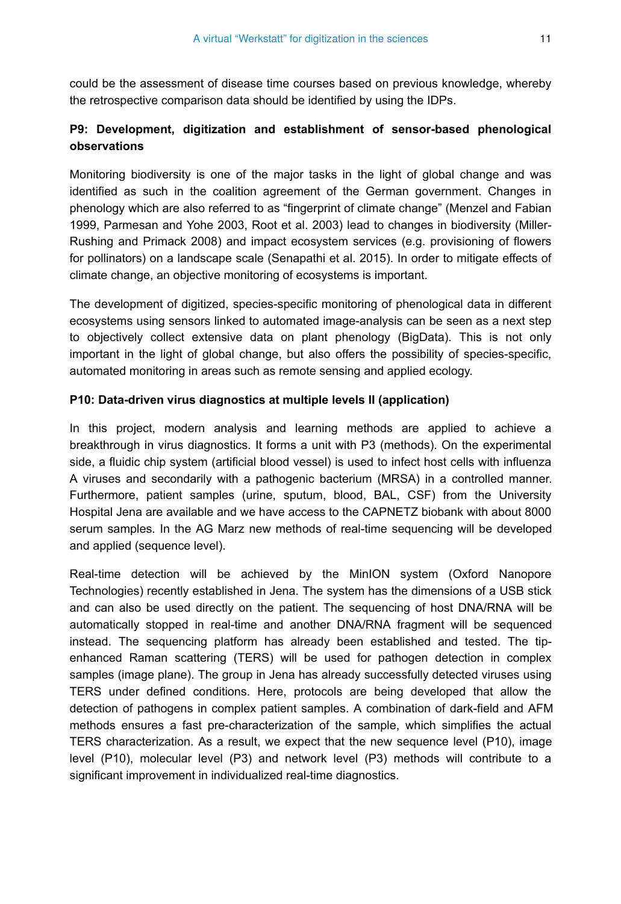could be the assessment of disease time courses based on previous knowledge, whereby the retrospective comparison data should be identified by using the IDPs.

#### P9: Development, digitization and establishment of sensor-based phenological observations

Monitoring biodiversity is one of the major tasks in the light of global change and was identified as such in the coalition agreement of the German government. Changes in phenology which are also referred to as "fingerprint of climate change" (Menzel and Fabian 1999, Parmesan and Yohe 2003, Root et al. 2003) lead to changes in biodiversity (Miller-Rushing and Primack 2008) and impact ecosystem services (e.g. provisioning of flowers for pollinators) on a landscape scale (Senapathi et al. 2015). In order to mitigate effects of climate change, an objective monitoring of ecosystems is important.

The development of digitized, species-specific monitoring of phenological data in different ecosystems using sensors linked to automated image-analysis can be seen as a next step to objectively collect extensive data on plant phenology (BigData). This is not only important in the light of global change, but also offers the possibility of species-specific, automated monitoring in areas such as remote sensing and applied ecology.

#### P10: Data-driven virus diagnostics at multiple levels II (application)

In this project, modern analysis and learning methods are applied to achieve a breakthrough in virus diagnostics. It forms a unit with P3 (methods). On the experimental side, a fluidic chip system (artificial blood vessel) is used to infect host cells with influenza A viruses and secondarily with a pathogenic bacterium (MRSA) in a controlled manner. Furthermore, patient samples (urine, sputum, blood, BAL, CSF) from the University Hospital Jena are available and we have access to the CAPNETZ biobank with about 8000 serum samples. In the AG Marz new methods of real-time sequencing will be developed and applied (sequence level).

Real-time detection will be achieved by the MinION system (Oxford Nanopore Technologies) recently established in Jena. The system has the dimensions of a USB stick and can also be used directly on the patient. The sequencing of host DNA/RNA will be automatically stopped in real-time and another DNA/RNA fragment will be sequenced instead. The sequencing platform has already been established and tested. The tip-enhanced Raman scattering (TERS) will be used for pathogen detection in complex samples (image plane). The group in Jena has already successfully detected viruses using TERS under defined conditions. Here, protocols are being developed that allow the detection of pathogens in complex patient samples. A combination of dark-field and AFM methods ensures a fast pre-characterization of the sample, which simplifies the actual TERS characterization. As a result, we expect that the new sequence level (P10), image level (P10), molecular level (P3) and network level (P3) methods will contribute to a significant improvement in individualized real-time diagnostics.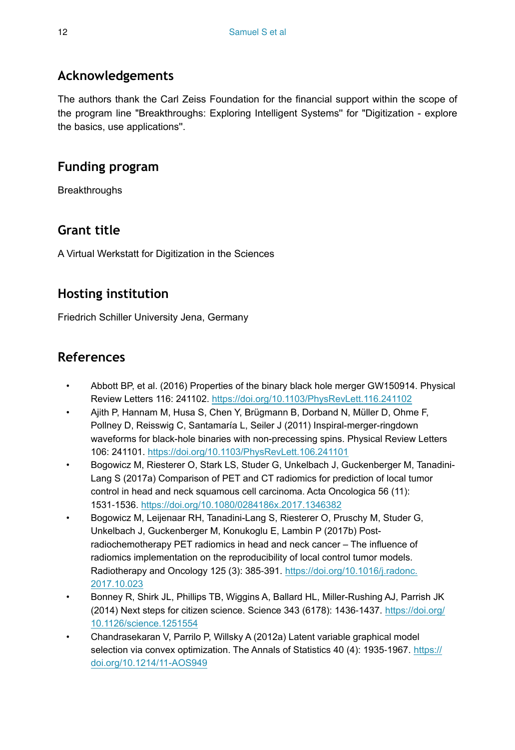## Acknowledgements

The authors thank the Carl Zeiss Foundation for the financial support within the scope of the program line "Breakthroughs: Exploring Intelligent Systems" for "Digitization - explore the basics, use applications".

## Funding program

Breakthroughs

## Grant title

A Virtual Werkstatt for Digitization in the Sciences

## Hosting institution

Friedrich Schiller University Jena, Germany

## References

- Abbott BP, et al. (2016) Properties of the binary black hole merger GW150914. Physical Review Letters 116: 241102. https://doi.org/10.1103/PhysRevLett.116.241102
- Ajith P, Hannam M, Husa S, Chen Y, Brügmann B, Dorband N, Müller D, Ohme F, Pollney D, Reisswig C, Santamaría L, Seiler J (2011) Inspiral-merger-ringdown waveforms for black-hole binaries with non-precessing spins. Physical Review Letters 106: 241101. https://doi.org/10.1103/PhysRevLett.106.241101
- Bogowicz M, Riesterer O, Stark LS, Studer G, Unkelbach J, Guckenberger M, Tanadini-Lang S (2017a) Comparison of PET and CT radiomics for prediction of local tumor control in head and neck squamous cell carcinoma. Acta Oncologica 56 (11): 1531-1536. https://doi.org/10.1080/0284186x.2017.1346382
- Bogowicz M, Leijenaar RH, Tanadini-Lang S, Riesterer O, Pruschy M, Studer G, Unkelbach J, Guckenberger M, Konukoglu E, Lambin P (2017b) Post-radiochemotherapy PET radiomics in head and neck cancer – The influence of radiomics implementation on the reproducibility of local control tumor models. Radiotherapy and Oncology 125 (3): 385-391. https://doi.org/10.1016/j.radonc.2017.10.023
- Bonney R, Shirk JL, Phillips TB, Wiggins A, Ballard HL, Miller-Rushing AJ, Parrish JK (2014) Next steps for citizen science. Science 343 (6178): 1436-1437. https://doi.org/10.1126/science.1251554
- Chandrasekaran V, Parrilo P, Willsky A (2012a) Latent variable graphical model selection via convex optimization. The Annals of Statistics 40 (4): 1935-1967. https://doi.org/10.1214/11-AOS949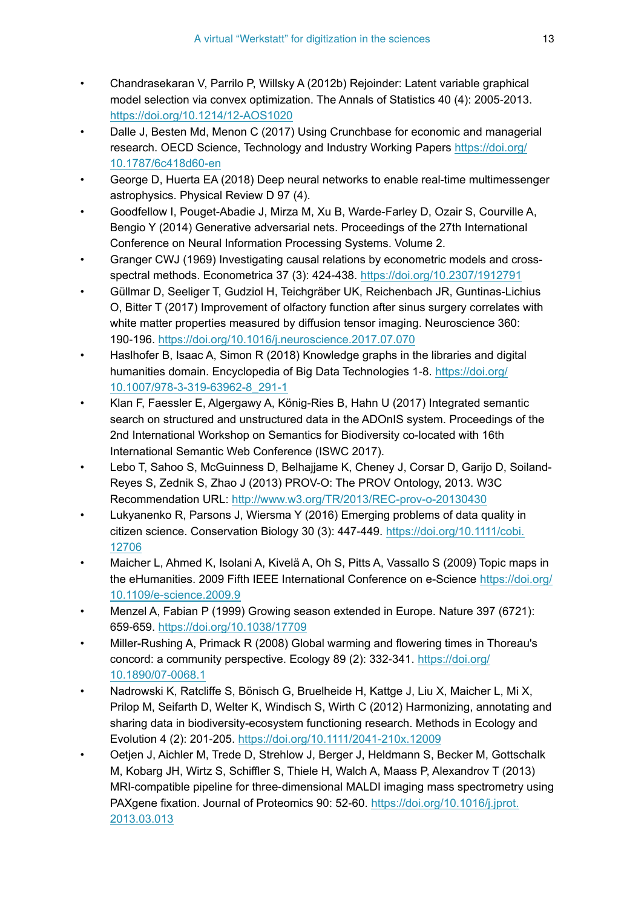- Chandrasekaran V, Parrilo P, Willsky A (2012b) Rejoinder: Latent variable graphical model selection via convex optimization. The Annals of Statistics 40 (4): 2005-2013. https://doi.org/10.1214/12-AOS1020
- Dalle J, Besten Md, Menon C (2017) Using Crunchbase for economic and managerial research. OECD Science, Technology and Industry Working Papers https://doi.org/10.1787/6c418d60-en
- George D, Huerta EA (2018) Deep neural networks to enable real-time multimessenger astrophysics. Physical Review D 97 (4).
- Goodfellow I, Pouget-Abadie J, Mirza M, Xu B, Warde-Farley D, Ozair S, Courville A, Bengio Y (2014) Generative adversarial nets. Proceedings of the 27th International Conference on Neural Information Processing Systems. Volume 2.
- Granger CWJ (1969) Investigating causal relations by econometric models and cross-spectral methods. Econometrica 37 (3): 424-438. https://doi.org/10.2307/1912791
- Güllmar D, Seeliger T, Gudziol H, Teichgräber UK, Reichenbach JR, Guntinas-Lichius O, Bitter T (2017) Improvement of olfactory function after sinus surgery correlates with white matter properties measured by diffusion tensor imaging. Neuroscience 360: 190-196. https://doi.org/10.1016/j.neuroscience.2017.07.070
- Haslhofer B, Isaac A, Simon R (2018) Knowledge graphs in the libraries and digital humanities domain. Encyclopedia of Big Data Technologies 1-8. https://doi.org/10.1007/978-3-319-63962-8_291-1
- Klan F, Faessler E, Algergawy A, König-Ries B, Hahn U (2017) Integrated semantic search on structured and unstructured data in the ADOnIS system. Proceedings of the 2nd International Workshop on Semantics for Biodiversity co-located with 16th International Semantic Web Conference (ISWC 2017).
- Lebo T, Sahoo S, McGuinness D, Belhajjame K, Cheney J, Corsar D, Garijo D, Soiland-Reyes S, Zednik S, Zhao J (2013) PROV-O: The PROV Ontology, 2013. W3C Recommendation URL: http://www.w3.org/TR/2013/REC-prov-o-20130430
- Lukyanenko R, Parsons J, Wiersma Y (2016) Emerging problems of data quality in citizen science. Conservation Biology 30 (3): 447-449. https://doi.org/10.1111/cobi.12706
- Maicher L, Ahmed K, Isolani A, Kivelä A, Oh S, Pitts A, Vassallo S (2009) Topic maps in the eHumanities. 2009 Fifth IEEE International Conference on e-Science https://doi.org/10.1109/e-science.2009.9
- Menzel A, Fabian P (1999) Growing season extended in Europe. Nature 397 (6721): 659-659. https://doi.org/10.1038/17709
- Miller-Rushing A, Primack R (2008) Global warming and flowering times in Thoreau's concord: a community perspective. Ecology 89 (2): 332-341. https://doi.org/10.1890/07-0068.1
- Nadrowski K, Ratcliffe S, Bönisch G, Bruelheide H, Kattge J, Liu X, Maicher L, Mi X, Prilop M, Seifarth D, Welter K, Windisch S, Wirth C (2012) Harmonizing, annotating and sharing data in biodiversity-ecosystem functioning research. Methods in Ecology and Evolution 4 (2): 201-205. https://doi.org/10.1111/2041-210x.12009
- Oetjen J, Aichler M, Trede D, Strehlow J, Berger J, Heldmann S, Becker M, Gottschalk M, Kobarg JH, Wirtz S, Schiffler S, Thiele H, Walch A, Maass P, Alexandrov T (2013) MRI-compatible pipeline for three-dimensional MALDI imaging mass spectrometry using PAXgene fixation. Journal of Proteomics 90: 52-60. https://doi.org/10.1016/j.jprot.2013.03.013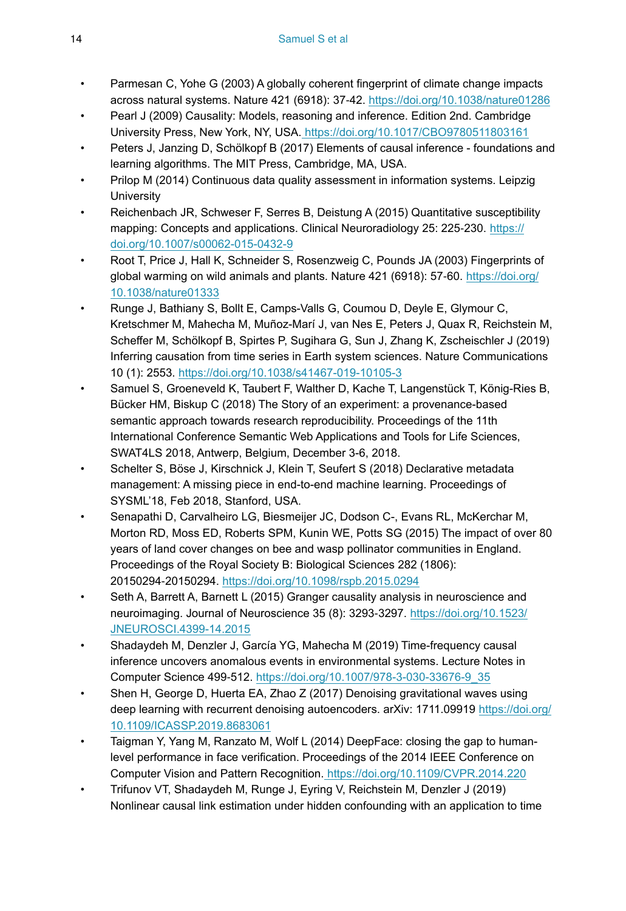- Parmesan C, Yohe G (2003) A globally coherent fingerprint of climate change impacts across natural systems. Nature 421 (6918): 37-42. https://doi.org/10.1038/nature01286
- Pearl J (2009) Causality: Models, reasoning and inference. Edition 2nd. Cambridge University Press, New York, NY, USA. https://doi.org/10.1017/CBO9780511803161
- Peters J, Janzing D, Schölkopf B (2017) Elements of causal inference - foundations and learning algorithms. The MIT Press, Cambridge, MA, USA.
- Prilop M (2014) Continuous data quality assessment in information systems. Leipzig University
- Reichenbach JR, Schweser F, Serres B, Deistung A (2015) Quantitative susceptibility mapping: Concepts and applications. Clinical Neuroradiology 25: 225-230. https://doi.org/10.1007/s00062-015-0432-9
- Root T, Price J, Hall K, Schneider S, Rosenzweig C, Pounds JA (2003) Fingerprints of global warming on wild animals and plants. Nature 421 (6918): 57-60. https://doi.org/10.1038/nature01333
- Runge J, Bathiany S, Bollt E, Camps-Valls G, Coumou D, Deyle E, Glymour C, Kretschmer M, Mahecha M, Muñoz-Marí J, van Nes E, Peters J, Quax R, Reichstein M, Scheffer M, Schölkopf B, Spirtes P, Sugihara G, Sun J, Zhang K, Zscheischler J (2019) Inferring causation from time series in Earth system sciences. Nature Communications 10 (1): 2553. https://doi.org/10.1038/s41467-019-10105-3
- Samuel S, Groeneveld K, Taubert F, Walther D, Kache T, Langenstück T, König-Ries B, Bücker HM, Biskup C (2018) The Story of an experiment: a provenance-based semantic approach towards research reproducibility. Proceedings of the 11th International Conference Semantic Web Applications and Tools for Life Sciences, SWAT4LS 2018, Antwerp, Belgium, December 3-6, 2018.
- Schelter S, Böse J, Kirschnick J, Klein T, Seufert S (2018) Declarative metadata management: A missing piece in end-to-end machine learning. Proceedings of SYSML'18, Feb 2018, Stanford, USA.
- Senapathi D, Carvalheiro LG, Biesmeijer JC, Dodson C-, Evans RL, McKerchar M, Morton RD, Moss ED, Roberts SPM, Kunin WE, Potts SG (2015) The impact of over 80 years of land cover changes on bee and wasp pollinator communities in England. Proceedings of the Royal Society B: Biological Sciences 282 (1806): 20150294-20150294. https://doi.org/10.1098/rspb.2015.0294
- Seth A, Barrett A, Barnett L (2015) Granger causality analysis in neuroscience and neuroimaging. Journal of Neuroscience 35 (8): 3293-3297. https://doi.org/10.1523/JNEUROSCI.4399-14.2015
- Shadaydeh M, Denzler J, García YG, Mahecha M (2019) Time-frequency causal inference uncovers anomalous events in environmental systems. Lecture Notes in Computer Science 499-512. https://doi.org/10.1007/978-3-030-33676-9_35
- Shen H, George D, Huerta EA, Zhao Z (2017) Denoising gravitational waves using deep learning with recurrent denoising autoencoders. arXiv: 1711.09919 https://doi.org/10.1109/ICASSP.2019.8683061
- Taigman Y, Yang M, Ranzato M, Wolf L (2014) DeepFace: closing the gap to human-level performance in face verification. Proceedings of the 2014 IEEE Conference on Computer Vision and Pattern Recognition. https://doi.org/10.1109/CVPR.2014.220
- Trifunov VT, Shadaydeh M, Runge J, Eyring V, Reichstein M, Denzler J (2019) Nonlinear causal link estimation under hidden confounding with an application to time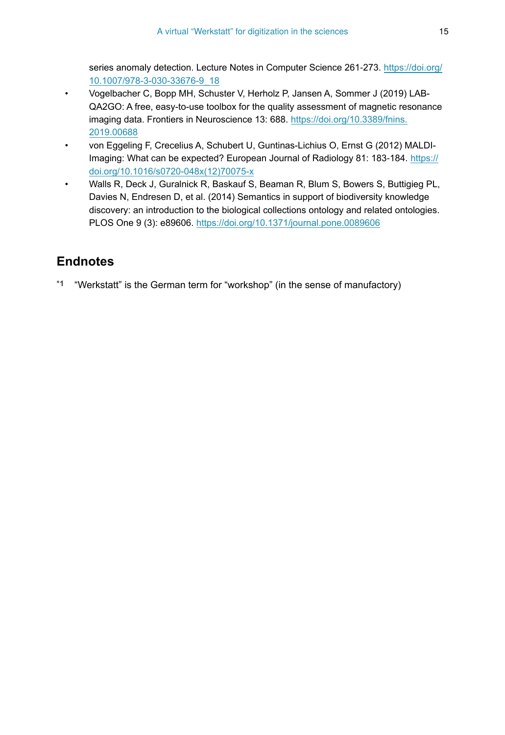series anomaly detection. Lecture Notes in Computer Science 261-273. https://doi.org/10.1007/978-3-030-33676-9_18

- Vogelbacher C, Bopp MH, Schuster V, Herholz P, Jansen A, Sommer J (2019) LAB-QA2GO: A free, easy-to-use toolbox for the quality assessment of magnetic resonance imaging data. Frontiers in Neuroscience 13: 688. https://doi.org/10.3389/fnins.2019.00688
- von Eggeling F, Crecelius A, Schubert U, Guntinas-Lichius O, Ernst G (2012) MALDI-Imaging: What can be expected? European Journal of Radiology 81: 183-184. https://doi.org/10.1016/s0720-048x(12)70075-x
- Walls R, Deck J, Guralnick R, Baskauf S, Beaman R, Blum S, Bowers S, Buttigieg PL, Davies N, Endresen D, et al. (2014) Semantics in support of biodiversity knowledge discovery: an introduction to the biological collections ontology and related ontologies. PLOS One 9 (3): e89606. https://doi.org/10.1371/journal.pone.0089606

## Endnotes

*1 “Werkstatt” is the German term for “workshop” (in the sense of manufactory)